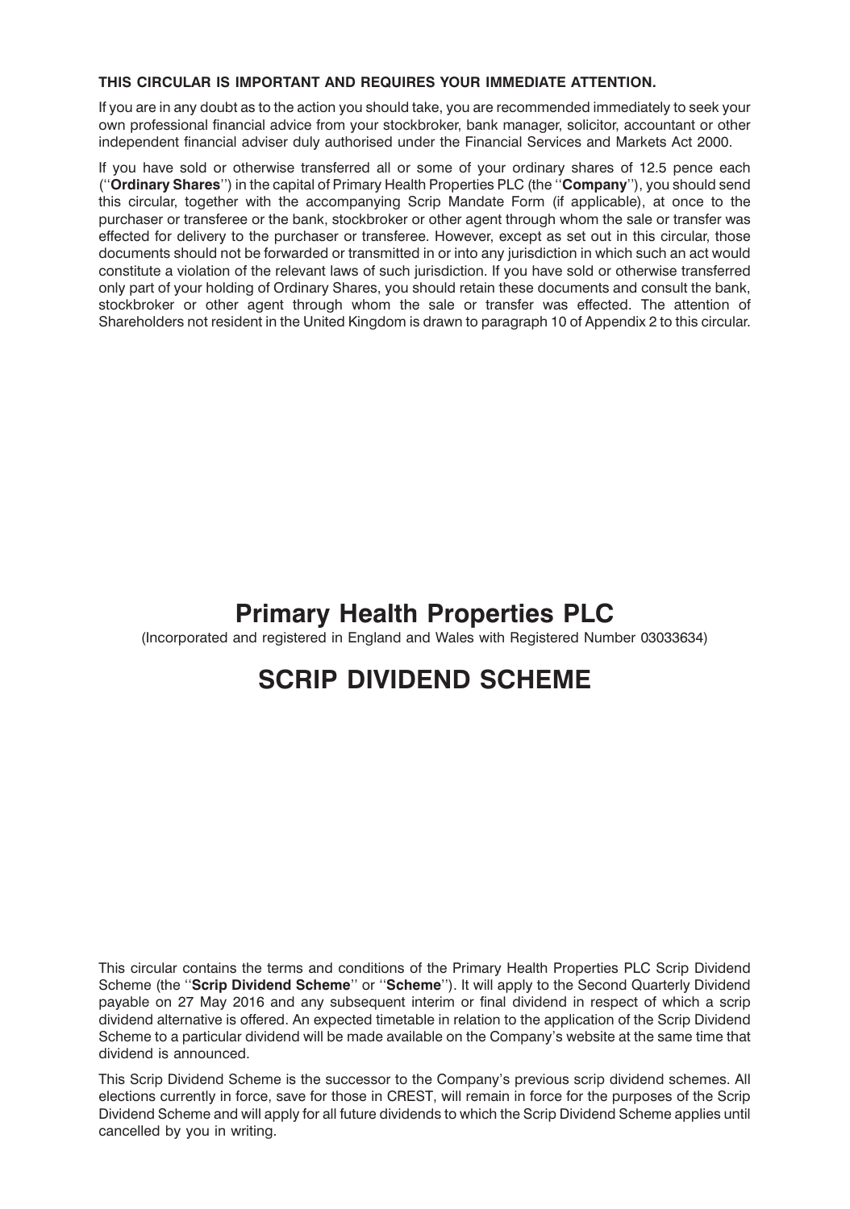**THIS CIRCULAR IS IMPORTANT AND REQUIRES YOUR IMMEDIATE ATTENTION.**

If you are in any doubt as to the action you should take, you are recommended immediately to seek your own professional financial advice from your stockbroker, bank manager, solicitor, accountant or other independent financial adviser duly authorised under the Financial Services and Markets Act 2000.

If you have sold or otherwise transferred all or some of your ordinary shares of 12.5 pence each (''**Ordinary Shares**'') in the capital of Primary Health Properties PLC (the ''**Company**''), you should send this circular, together with the accompanying Scrip Mandate Form (if applicable), at once to the purchaser or transferee or the bank, stockbroker or other agent through whom the sale or transfer was effected for delivery to the purchaser or transferee. However, except as set out in this circular, those documents should not be forwarded or transmitted in or into any jurisdiction in which such an act would constitute a violation of the relevant laws of such jurisdiction. If you have sold or otherwise transferred only part of your holding of Ordinary Shares, you should retain these documents and consult the bank, stockbroker or other agent through whom the sale or transfer was effected. The attention of Shareholders not resident in the United Kingdom is drawn to paragraph 10 of Appendix 2 to this circular.

# Primary Health Properties PLC

(Incorporated and registered in England and Wales with Registered Number 03033634)

# SCRIP DIVIDEND SCHEME

This circular contains the terms and conditions of the Primary Health Properties PLC Scrip Dividend Scheme (the ''**Scrip Dividend Scheme**'' or ''**Scheme**''). It will apply to the Second Quarterly Dividend payable on 27 May 2016 and any subsequent interim or final dividend in respect of which a scrip dividend alternative is offered. An expected timetable in relation to the application of the Scrip Dividend Scheme to a particular dividend will be made available on the Company's website at the same time that dividend is announced.

This Scrip Dividend Scheme is the successor to the Company's previous scrip dividend schemes. All elections currently in force, save for those in CREST, will remain in force for the purposes of the Scrip Dividend Scheme and will apply for all future dividends to which the Scrip Dividend Scheme applies until cancelled by you in writing.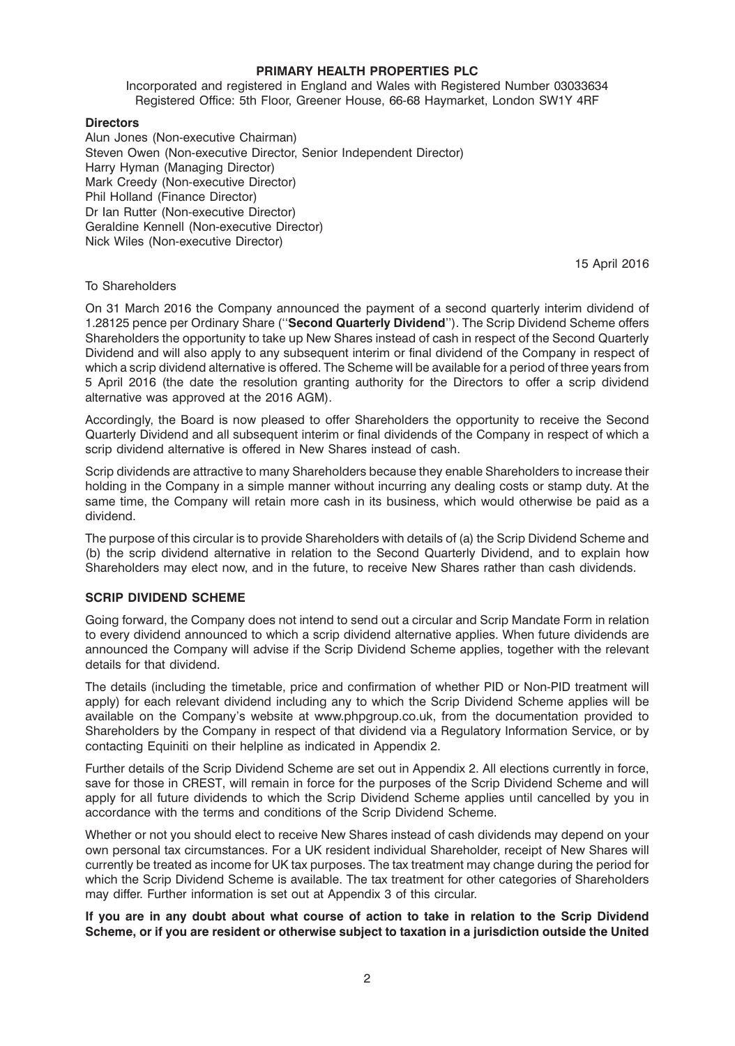**PRIMARY HEALTH PROPERTIES PLC**

Incorporated and registered in England and Wales with Registered Number 03033634
Registered Office: 5th Floor, Greener House, 66-68 Haymarket, London SW1Y 4RF

**Directors**

Alun Jones (Non-executive Chairman)
Steven Owen (Non-executive Director, Senior Independent Director)
Harry Hyman (Managing Director)
Mark Creedy (Non-executive Director)
Phil Holland (Finance Director)
Dr Ian Rutter (Non-executive Director)
Geraldine Kennell (Non-executive Director)
Nick Wiles (Non-executive Director)

15 April 2016

To Shareholders

On 31 March 2016 the Company announced the payment of a second quarterly interim dividend of 1.28125 pence per Ordinary Share (''**Second Quarterly Dividend**''). The Scrip Dividend Scheme offers Shareholders the opportunity to take up New Shares instead of cash in respect of the Second Quarterly Dividend and will also apply to any subsequent interim or final dividend of the Company in respect of which a scrip dividend alternative is offered. The Scheme will be available for a period of three years from 5 April 2016 (the date the resolution granting authority for the Directors to offer a scrip dividend alternative was approved at the 2016 AGM).

Accordingly, the Board is now pleased to offer Shareholders the opportunity to receive the Second Quarterly Dividend and all subsequent interim or final dividends of the Company in respect of which a scrip dividend alternative is offered in New Shares instead of cash.

Scrip dividends are attractive to many Shareholders because they enable Shareholders to increase their holding in the Company in a simple manner without incurring any dealing costs or stamp duty. At the same time, the Company will retain more cash in its business, which would otherwise be paid as a dividend.

The purpose of this circular is to provide Shareholders with details of (a) the Scrip Dividend Scheme and (b) the scrip dividend alternative in relation to the Second Quarterly Dividend, and to explain how Shareholders may elect now, and in the future, to receive New Shares rather than cash dividends.

**SCRIP DIVIDEND SCHEME**

Going forward, the Company does not intend to send out a circular and Scrip Mandate Form in relation to every dividend announced to which a scrip dividend alternative applies. When future dividends are announced the Company will advise if the Scrip Dividend Scheme applies, together with the relevant details for that dividend.

The details (including the timetable, price and confirmation of whether PID or Non-PID treatment will apply) for each relevant dividend including any to which the Scrip Dividend Scheme applies will be available on the Company's website at www.phpgroup.co.uk, from the documentation provided to Shareholders by the Company in respect of that dividend via a Regulatory Information Service, or by contacting Equiniti on their helpline as indicated in Appendix 2.

Further details of the Scrip Dividend Scheme are set out in Appendix 2. All elections currently in force, save for those in CREST, will remain in force for the purposes of the Scrip Dividend Scheme and will apply for all future dividends to which the Scrip Dividend Scheme applies until cancelled by you in accordance with the terms and conditions of the Scrip Dividend Scheme.

Whether or not you should elect to receive New Shares instead of cash dividends may depend on your own personal tax circumstances. For a UK resident individual Shareholder, receipt of New Shares will currently be treated as income for UK tax purposes. The tax treatment may change during the period for which the Scrip Dividend Scheme is available. The tax treatment for other categories of Shareholders may differ. Further information is set out at Appendix 3 of this circular.

**If you are in any doubt about what course of action to take in relation to the Scrip Dividend Scheme, or if you are resident or otherwise subject to taxation in a jurisdiction outside the United**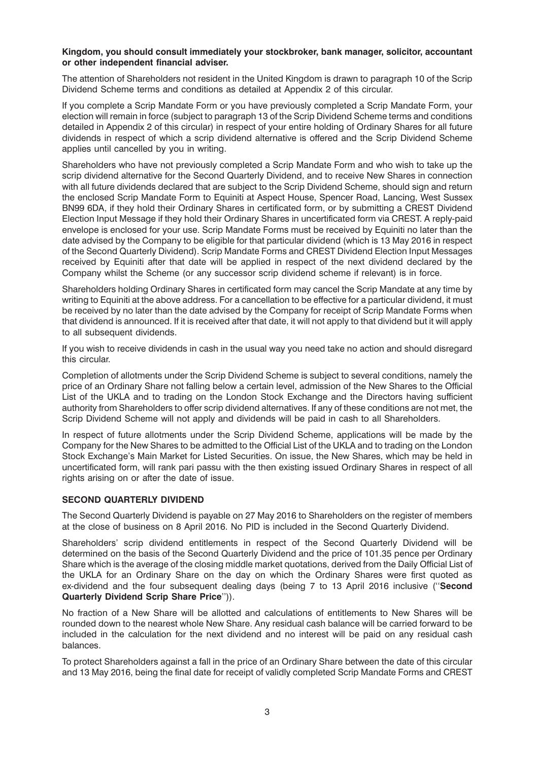**Kingdom, you should consult immediately your stockbroker, bank manager, solicitor, accountant or other independent financial adviser.**

The attention of Shareholders not resident in the United Kingdom is drawn to paragraph 10 of the Scrip Dividend Scheme terms and conditions as detailed at Appendix 2 of this circular.

If you complete a Scrip Mandate Form or you have previously completed a Scrip Mandate Form, your election will remain in force (subject to paragraph 13 of the Scrip Dividend Scheme terms and conditions detailed in Appendix 2 of this circular) in respect of your entire holding of Ordinary Shares for all future dividends in respect of which a scrip dividend alternative is offered and the Scrip Dividend Scheme applies until cancelled by you in writing.

Shareholders who have not previously completed a Scrip Mandate Form and who wish to take up the scrip dividend alternative for the Second Quarterly Dividend, and to receive New Shares in connection with all future dividends declared that are subject to the Scrip Dividend Scheme, should sign and return the enclosed Scrip Mandate Form to Equiniti at Aspect House, Spencer Road, Lancing, West Sussex BN99 6DA, if they hold their Ordinary Shares in certificated form, or by submitting a CREST Dividend Election Input Message if they hold their Ordinary Shares in uncertificated form via CREST. A reply-paid envelope is enclosed for your use. Scrip Mandate Forms must be received by Equiniti no later than the date advised by the Company to be eligible for that particular dividend (which is 13 May 2016 in respect of the Second Quarterly Dividend). Scrip Mandate Forms and CREST Dividend Election Input Messages received by Equiniti after that date will be applied in respect of the next dividend declared by the Company whilst the Scheme (or any successor scrip dividend scheme if relevant) is in force.

Shareholders holding Ordinary Shares in certificated form may cancel the Scrip Mandate at any time by writing to Equiniti at the above address. For a cancellation to be effective for a particular dividend, it must be received by no later than the date advised by the Company for receipt of Scrip Mandate Forms when that dividend is announced. If it is received after that date, it will not apply to that dividend but it will apply to all subsequent dividends.

If you wish to receive dividends in cash in the usual way you need take no action and should disregard this circular.

Completion of allotments under the Scrip Dividend Scheme is subject to several conditions, namely the price of an Ordinary Share not falling below a certain level, admission of the New Shares to the Official List of the UKLA and to trading on the London Stock Exchange and the Directors having sufficient authority from Shareholders to offer scrip dividend alternatives. If any of these conditions are not met, the Scrip Dividend Scheme will not apply and dividends will be paid in cash to all Shareholders.

In respect of future allotments under the Scrip Dividend Scheme, applications will be made by the Company for the New Shares to be admitted to the Official List of the UKLA and to trading on the London Stock Exchange's Main Market for Listed Securities. On issue, the New Shares, which may be held in uncertificated form, will rank pari passu with the then existing issued Ordinary Shares in respect of all rights arising on or after the date of issue.

## SECOND QUARTERLY DIVIDEND

The Second Quarterly Dividend is payable on 27 May 2016 to Shareholders on the register of members at the close of business on 8 April 2016. No PID is included in the Second Quarterly Dividend.

Shareholders' scrip dividend entitlements in respect of the Second Quarterly Dividend will be determined on the basis of the Second Quarterly Dividend and the price of 101.35 pence per Ordinary Share which is the average of the closing middle market quotations, derived from the Daily Official List of the UKLA for an Ordinary Share on the day on which the Ordinary Shares were first quoted as ex-dividend and the four subsequent dealing days (being 7 to 13 April 2016 inclusive (''**Second Quarterly Dividend Scrip Share Price**'')).

No fraction of a New Share will be allotted and calculations of entitlements to New Shares will be rounded down to the nearest whole New Share. Any residual cash balance will be carried forward to be included in the calculation for the next dividend and no interest will be paid on any residual cash balances.

To protect Shareholders against a fall in the price of an Ordinary Share between the date of this circular and 13 May 2016, being the final date for receipt of validly completed Scrip Mandate Forms and CREST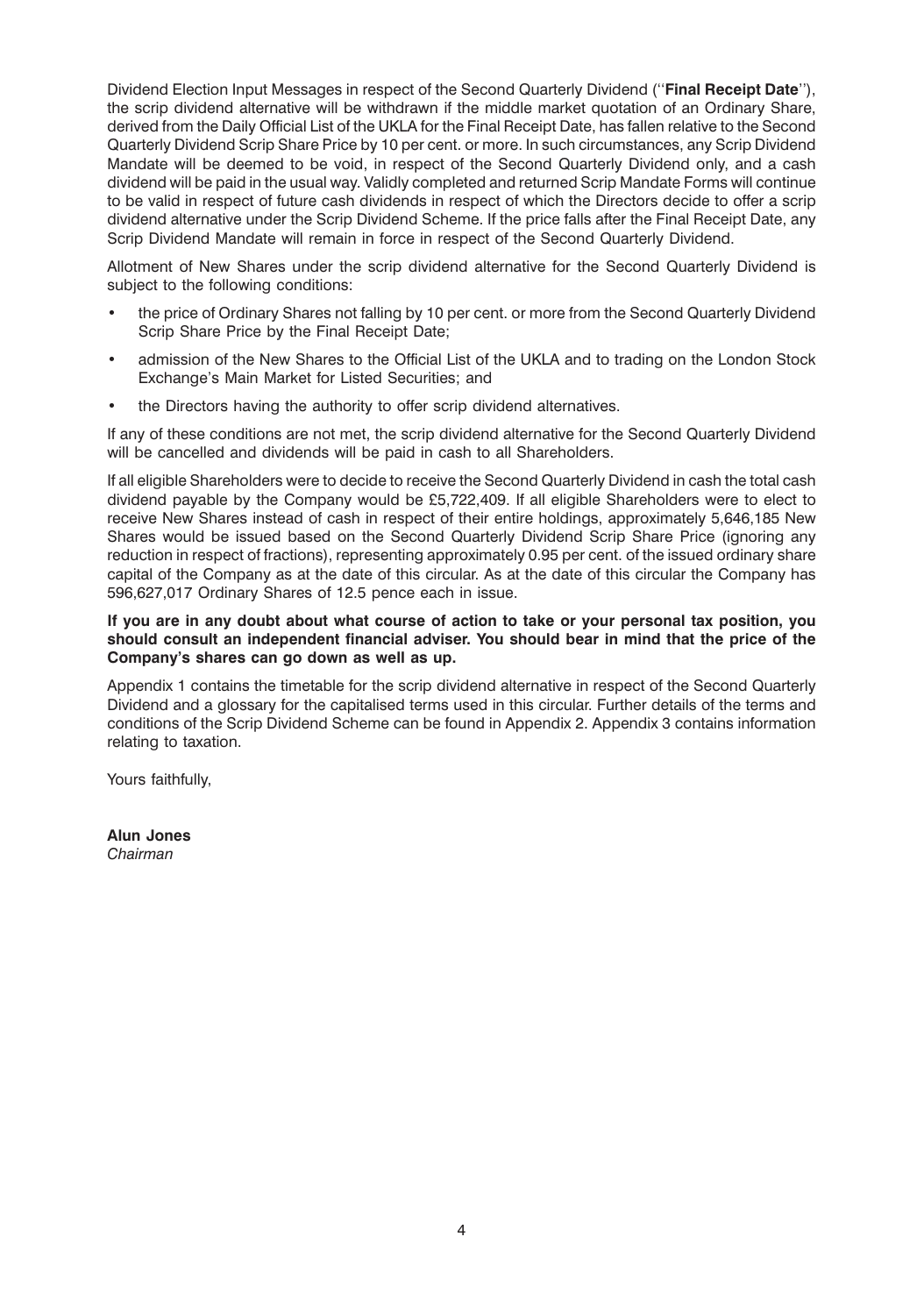Dividend Election Input Messages in respect of the Second Quarterly Dividend (''**Final Receipt Date**''), the scrip dividend alternative will be withdrawn if the middle market quotation of an Ordinary Share, derived from the Daily Official List of the UKLA for the Final Receipt Date, has fallen relative to the Second Quarterly Dividend Scrip Share Price by 10 per cent. or more. In such circumstances, any Scrip Dividend Mandate will be deemed to be void, in respect of the Second Quarterly Dividend only, and a cash dividend will be paid in the usual way. Validly completed and returned Scrip Mandate Forms will continue to be valid in respect of future cash dividends in respect of which the Directors decide to offer a scrip dividend alternative under the Scrip Dividend Scheme. If the price falls after the Final Receipt Date, any Scrip Dividend Mandate will remain in force in respect of the Second Quarterly Dividend.

Allotment of New Shares under the scrip dividend alternative for the Second Quarterly Dividend is subject to the following conditions:

- the price of Ordinary Shares not falling by 10 per cent. or more from the Second Quarterly Dividend Scrip Share Price by the Final Receipt Date;
- admission of the New Shares to the Official List of the UKLA and to trading on the London Stock Exchange's Main Market for Listed Securities; and
- the Directors having the authority to offer scrip dividend alternatives.

If any of these conditions are not met, the scrip dividend alternative for the Second Quarterly Dividend will be cancelled and dividends will be paid in cash to all Shareholders.

If all eligible Shareholders were to decide to receive the Second Quarterly Dividend in cash the total cash dividend payable by the Company would be £5,722,409. If all eligible Shareholders were to elect to receive New Shares instead of cash in respect of their entire holdings, approximately 5,646,185 New Shares would be issued based on the Second Quarterly Dividend Scrip Share Price (ignoring any reduction in respect of fractions), representing approximately 0.95 per cent. of the issued ordinary share capital of the Company as at the date of this circular. As at the date of this circular the Company has 596,627,017 Ordinary Shares of 12.5 pence each in issue.

**If you are in any doubt about what course of action to take or your personal tax position, you should consult an independent financial adviser. You should bear in mind that the price of the Company's shares can go down as well as up.**

Appendix 1 contains the timetable for the scrip dividend alternative in respect of the Second Quarterly Dividend and a glossary for the capitalised terms used in this circular. Further details of the terms and conditions of the Scrip Dividend Scheme can be found in Appendix 2. Appendix 3 contains information relating to taxation.

Yours faithfully,

**Alun Jones**
*Chairman*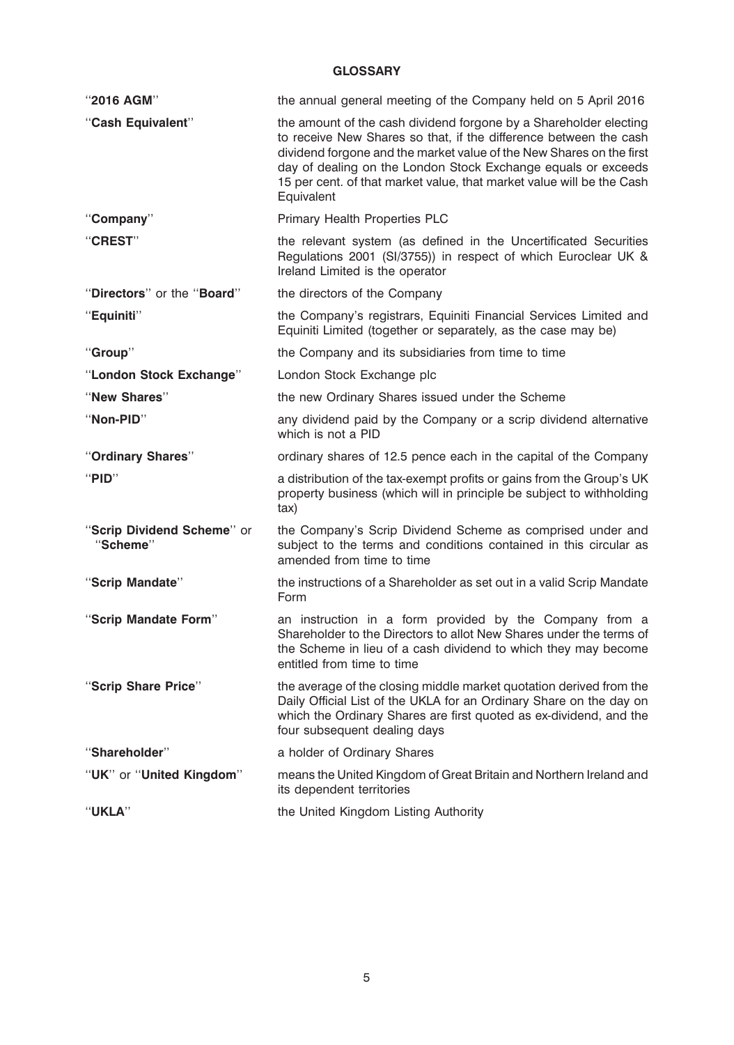## GLOSSARY

| | |
|---|---|
| "**2016 AGM**" | the annual general meeting of the Company held on 5 April 2016 |
| "**Cash Equivalent**" | the amount of the cash dividend forgone by a Shareholder electing to receive New Shares so that, if the difference between the cash dividend forgone and the market value of the New Shares on the first day of dealing on the London Stock Exchange equals or exceeds 15 per cent. of that market value, that market value will be the Cash Equivalent |
| "**Company**" | Primary Health Properties PLC |
| "**CREST**" | the relevant system (as defined in the Uncertificated Securities Regulations 2001 (SI/3755)) in respect of which Euroclear UK & Ireland Limited is the operator |
| "**Directors**" or the "**Board**" | the directors of the Company |
| "**Equiniti**" | the Company's registrars, Equiniti Financial Services Limited and Equiniti Limited (together or separately, as the case may be) |
| "**Group**" | the Company and its subsidiaries from time to time |
| "**London Stock Exchange**" | London Stock Exchange plc |
| "**New Shares**" | the new Ordinary Shares issued under the Scheme |
| "**Non-PID**" | any dividend paid by the Company or a scrip dividend alternative which is not a PID |
| "**Ordinary Shares**" | ordinary shares of 12.5 pence each in the capital of the Company |
| "**PID**" | a distribution of the tax-exempt profits or gains from the Group's UK property business (which will in principle be subject to withholding tax) |
| "**Scrip Dividend Scheme**" or "**Scheme**" | the Company's Scrip Dividend Scheme as comprised under and subject to the terms and conditions contained in this circular as amended from time to time |
| "**Scrip Mandate**" | the instructions of a Shareholder as set out in a valid Scrip Mandate Form |
| "**Scrip Mandate Form**" | an instruction in a form provided by the Company from a Shareholder to the Directors to allot New Shares under the terms of the Scheme in lieu of a cash dividend to which they may become entitled from time to time |
| "**Scrip Share Price**" | the average of the closing middle market quotation derived from the Daily Official List of the UKLA for an Ordinary Share on the day on which the Ordinary Shares are first quoted as ex-dividend, and the four subsequent dealing days |
| "**Shareholder**" | a holder of Ordinary Shares |
| "**UK**" or "**United Kingdom**" | means the United Kingdom of Great Britain and Northern Ireland and its dependent territories |
| "**UKLA**" | the United Kingdom Listing Authority |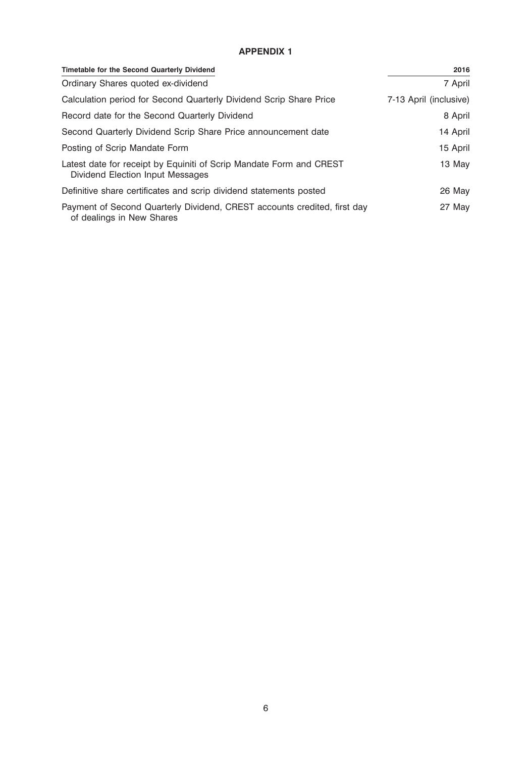## APPENDIX 1

| Timetable for the Second Quarterly Dividend | 2016 |
| --- | --- |
| Ordinary Shares quoted ex-dividend | 7 April |
| Calculation period for Second Quarterly Dividend Scrip Share Price | 7-13 April (inclusive) |
| Record date for the Second Quarterly Dividend | 8 April |
| Second Quarterly Dividend Scrip Share Price announcement date | 14 April |
| Posting of Scrip Mandate Form | 15 April |
| Latest date for receipt by Equiniti of Scrip Mandate Form and CREST Dividend Election Input Messages | 13 May |
| Definitive share certificates and scrip dividend statements posted | 26 May |
| Payment of Second Quarterly Dividend, CREST accounts credited, first day of dealings in New Shares | 27 May |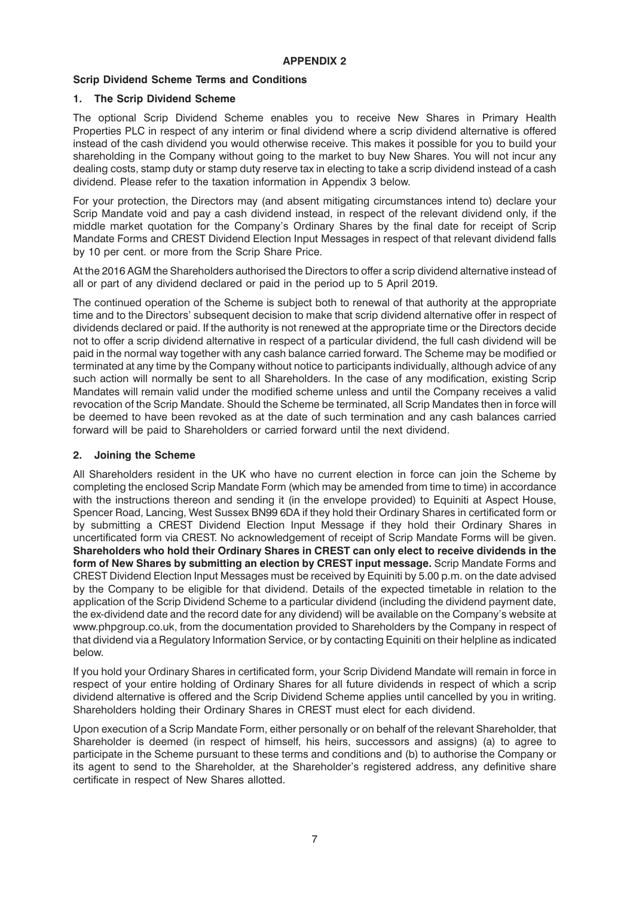# APPENDIX 2

## Scrip Dividend Scheme Terms and Conditions

### 1. The Scrip Dividend Scheme

The optional Scrip Dividend Scheme enables you to receive New Shares in Primary Health Properties PLC in respect of any interim or final dividend where a scrip dividend alternative is offered instead of the cash dividend you would otherwise receive. This makes it possible for you to build your shareholding in the Company without going to the market to buy New Shares. You will not incur any dealing costs, stamp duty or stamp duty reserve tax in electing to take a scrip dividend instead of a cash dividend. Please refer to the taxation information in Appendix 3 below.

For your protection, the Directors may (and absent mitigating circumstances intend to) declare your Scrip Mandate void and pay a cash dividend instead, in respect of the relevant dividend only, if the middle market quotation for the Company's Ordinary Shares by the final date for receipt of Scrip Mandate Forms and CREST Dividend Election Input Messages in respect of that relevant dividend falls by 10 per cent. or more from the Scrip Share Price.

At the 2016 AGM the Shareholders authorised the Directors to offer a scrip dividend alternative instead of all or part of any dividend declared or paid in the period up to 5 April 2019.

The continued operation of the Scheme is subject both to renewal of that authority at the appropriate time and to the Directors' subsequent decision to make that scrip dividend alternative offer in respect of dividends declared or paid. If the authority is not renewed at the appropriate time or the Directors decide not to offer a scrip dividend alternative in respect of a particular dividend, the full cash dividend will be paid in the normal way together with any cash balance carried forward. The Scheme may be modified or terminated at any time by the Company without notice to participants individually, although advice of any such action will normally be sent to all Shareholders. In the case of any modification, existing Scrip Mandates will remain valid under the modified scheme unless and until the Company receives a valid revocation of the Scrip Mandate. Should the Scheme be terminated, all Scrip Mandates then in force will be deemed to have been revoked as at the date of such termination and any cash balances carried forward will be paid to Shareholders or carried forward until the next dividend.

### 2. Joining the Scheme

All Shareholders resident in the UK who have no current election in force can join the Scheme by completing the enclosed Scrip Mandate Form (which may be amended from time to time) in accordance with the instructions thereon and sending it (in the envelope provided) to Equiniti at Aspect House, Spencer Road, Lancing, West Sussex BN99 6DA if they hold their Ordinary Shares in certificated form or by submitting a CREST Dividend Election Input Message if they hold their Ordinary Shares in uncertificated form via CREST. No acknowledgement of receipt of Scrip Mandate Forms will be given. **Shareholders who hold their Ordinary Shares in CREST can only elect to receive dividends in the form of New Shares by submitting an election by CREST input message.** Scrip Mandate Forms and CREST Dividend Election Input Messages must be received by Equiniti by 5.00 p.m. on the date advised by the Company to be eligible for that dividend. Details of the expected timetable in relation to the application of the Scrip Dividend Scheme to a particular dividend (including the dividend payment date, the ex-dividend date and the record date for any dividend) will be available on the Company's website at www.phpgroup.co.uk, from the documentation provided to Shareholders by the Company in respect of that dividend via a Regulatory Information Service, or by contacting Equiniti on their helpline as indicated below.

If you hold your Ordinary Shares in certificated form, your Scrip Dividend Mandate will remain in force in respect of your entire holding of Ordinary Shares for all future dividends in respect of which a scrip dividend alternative is offered and the Scrip Dividend Scheme applies until cancelled by you in writing. Shareholders holding their Ordinary Shares in CREST must elect for each dividend.

Upon execution of a Scrip Mandate Form, either personally or on behalf of the relevant Shareholder, that Shareholder is deemed (in respect of himself, his heirs, successors and assigns) (a) to agree to participate in the Scheme pursuant to these terms and conditions and (b) to authorise the Company or its agent to send to the Shareholder, at the Shareholder's registered address, any definitive share certificate in respect of New Shares allotted.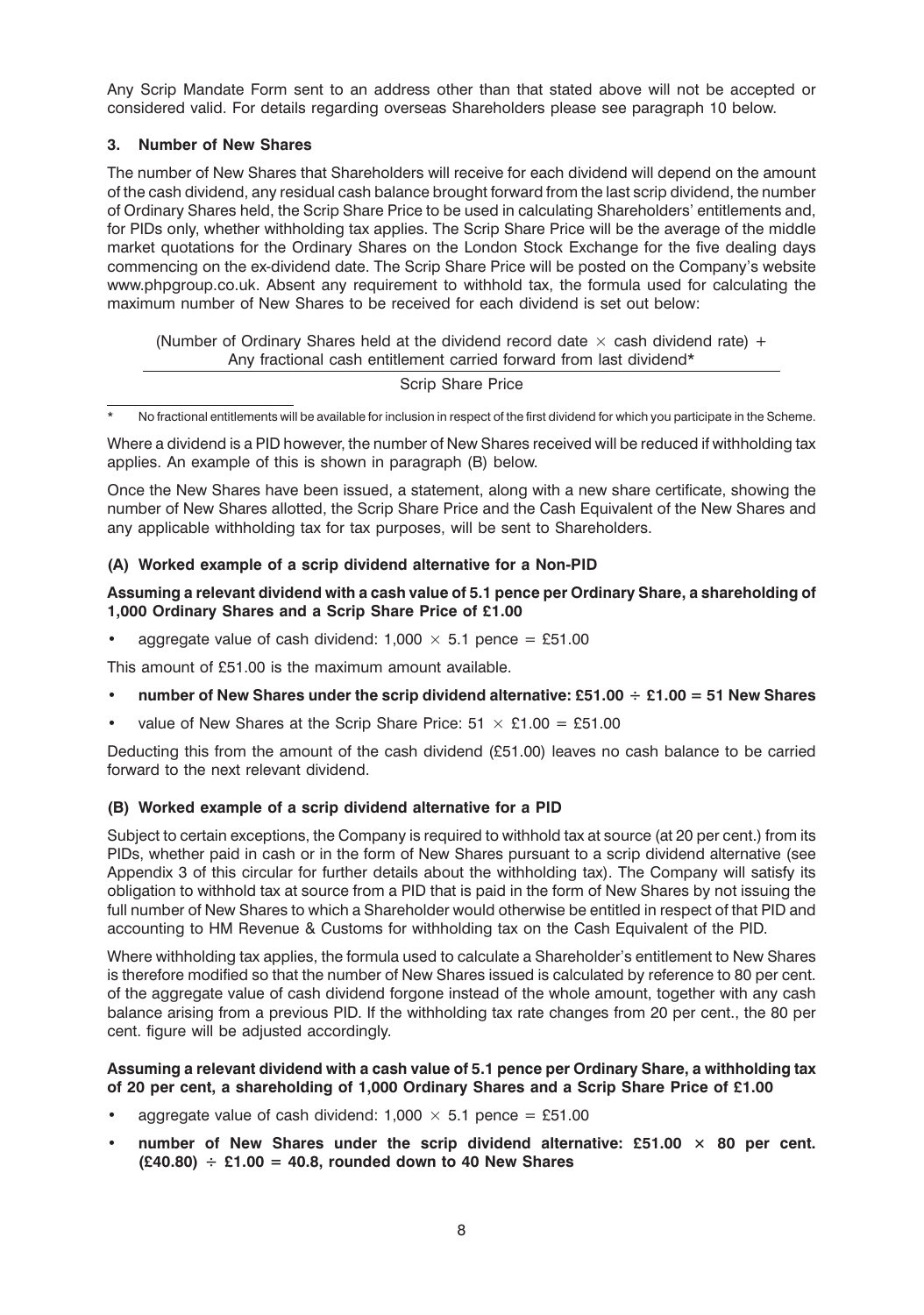Any Scrip Mandate Form sent to an address other than that stated above will not be accepted or considered valid. For details regarding overseas Shareholders please see paragraph 10 below.

### 3. Number of New Shares

The number of New Shares that Shareholders will receive for each dividend will depend on the amount of the cash dividend, any residual cash balance brought forward from the last scrip dividend, the number of Ordinary Shares held, the Scrip Share Price to be used in calculating Shareholders' entitlements and, for PIDs only, whether withholding tax applies. The Scrip Share Price will be the average of the middle market quotations for the Ordinary Shares on the London Stock Exchange for the five dealing days commencing on the ex-dividend date. The Scrip Share Price will be posted on the Company's website www.phpgroup.co.uk. Absent any requirement to withhold tax, the formula used for calculating the maximum number of New Shares to be received for each dividend is set out below:

$$\frac{(\text{Number of Ordinary Shares held at the dividend record date} \times \text{cash dividend rate}) + \text{Any fractional cash entitlement carried forward from last dividend*}}{\text{Scrip Share Price}}$$

\* No fractional entitlements will be available for inclusion in respect of the first dividend for which you participate in the Scheme.

Where a dividend is a PID however, the number of New Shares received will be reduced if withholding tax applies. An example of this is shown in paragraph (B) below.

Once the New Shares have been issued, a statement, along with a new share certificate, showing the number of New Shares allotted, the Scrip Share Price and the Cash Equivalent of the New Shares and any applicable withholding tax for tax purposes, will be sent to Shareholders.

#### (A) Worked example of a scrip dividend alternative for a Non-PID

**Assuming a relevant dividend with a cash value of 5.1 pence per Ordinary Share, a shareholding of 1,000 Ordinary Shares and a Scrip Share Price of £1.00**

- aggregate value of cash dividend: 1,000 × 5.1 pence = £51.00

This amount of £51.00 is the maximum amount available.

- **number of New Shares under the scrip dividend alternative: £51.00 ÷ £1.00 = 51 New Shares**
- value of New Shares at the Scrip Share Price: 51 × £1.00 = £51.00

Deducting this from the amount of the cash dividend (£51.00) leaves no cash balance to be carried forward to the next relevant dividend.

#### (B) Worked example of a scrip dividend alternative for a PID

Subject to certain exceptions, the Company is required to withhold tax at source (at 20 per cent.) from its PIDs, whether paid in cash or in the form of New Shares pursuant to a scrip dividend alternative (see Appendix 3 of this circular for further details about the withholding tax). The Company will satisfy its obligation to withhold tax at source from a PID that is paid in the form of New Shares by not issuing the full number of New Shares to which a Shareholder would otherwise be entitled in respect of that PID and accounting to HM Revenue & Customs for withholding tax on the Cash Equivalent of the PID.

Where withholding tax applies, the formula used to calculate a Shareholder's entitlement to New Shares is therefore modified so that the number of New Shares issued is calculated by reference to 80 per cent. of the aggregate value of cash dividend forgone instead of the whole amount, together with any cash balance arising from a previous PID. If the withholding tax rate changes from 20 per cent., the 80 per cent. figure will be adjusted accordingly.

**Assuming a relevant dividend with a cash value of 5.1 pence per Ordinary Share, a withholding tax of 20 per cent, a shareholding of 1,000 Ordinary Shares and a Scrip Share Price of £1.00**

- aggregate value of cash dividend: 1,000 × 5.1 pence = £51.00
- **number of New Shares under the scrip dividend alternative: £51.00 × 80 per cent. (£40.80) ÷ £1.00 = 40.8, rounded down to 40 New Shares**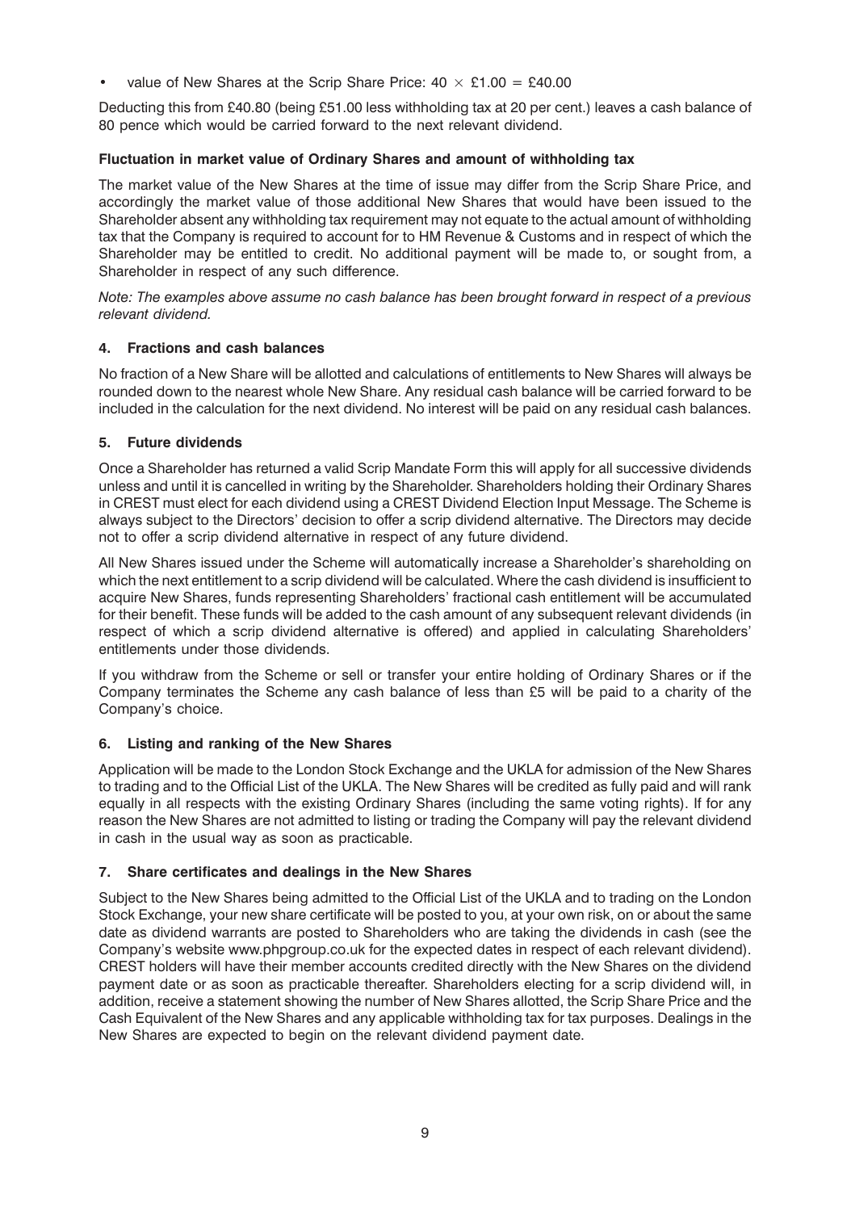- value of New Shares at the Scrip Share Price: $40 \times £1.00 = £40.00$

Deducting this from £40.80 (being £51.00 less withholding tax at 20 per cent.) leaves a cash balance of 80 pence which would be carried forward to the next relevant dividend.

**Fluctuation in market value of Ordinary Shares and amount of withholding tax**

The market value of the New Shares at the time of issue may differ from the Scrip Share Price, and accordingly the market value of those additional New Shares that would have been issued to the Shareholder absent any withholding tax requirement may not equate to the actual amount of withholding tax that the Company is required to account for to HM Revenue & Customs and in respect of which the Shareholder may be entitled to credit. No additional payment will be made to, or sought from, a Shareholder in respect of any such difference.

*Note: The examples above assume no cash balance has been brought forward in respect of a previous relevant dividend.*

### 4. Fractions and cash balances

No fraction of a New Share will be allotted and calculations of entitlements to New Shares will always be rounded down to the nearest whole New Share. Any residual cash balance will be carried forward to be included in the calculation for the next dividend. No interest will be paid on any residual cash balances.

### 5. Future dividends

Once a Shareholder has returned a valid Scrip Mandate Form this will apply for all successive dividends unless and until it is cancelled in writing by the Shareholder. Shareholders holding their Ordinary Shares in CREST must elect for each dividend using a CREST Dividend Election Input Message. The Scheme is always subject to the Directors' decision to offer a scrip dividend alternative. The Directors may decide not to offer a scrip dividend alternative in respect of any future dividend.

All New Shares issued under the Scheme will automatically increase a Shareholder's shareholding on which the next entitlement to a scrip dividend will be calculated. Where the cash dividend is insufficient to acquire New Shares, funds representing Shareholders' fractional cash entitlement will be accumulated for their benefit. These funds will be added to the cash amount of any subsequent relevant dividends (in respect of which a scrip dividend alternative is offered) and applied in calculating Shareholders' entitlements under those dividends.

If you withdraw from the Scheme or sell or transfer your entire holding of Ordinary Shares or if the Company terminates the Scheme any cash balance of less than £5 will be paid to a charity of the Company's choice.

### 6. Listing and ranking of the New Shares

Application will be made to the London Stock Exchange and the UKLA for admission of the New Shares to trading and to the Official List of the UKLA. The New Shares will be credited as fully paid and will rank equally in all respects with the existing Ordinary Shares (including the same voting rights). If for any reason the New Shares are not admitted to listing or trading the Company will pay the relevant dividend in cash in the usual way as soon as practicable.

### 7. Share certificates and dealings in the New Shares

Subject to the New Shares being admitted to the Official List of the UKLA and to trading on the London Stock Exchange, your new share certificate will be posted to you, at your own risk, on or about the same date as dividend warrants are posted to Shareholders who are taking the dividends in cash (see the Company's website www.phpgroup.co.uk for the expected dates in respect of each relevant dividend). CREST holders will have their member accounts credited directly with the New Shares on the dividend payment date or as soon as practicable thereafter. Shareholders electing for a scrip dividend will, in addition, receive a statement showing the number of New Shares allotted, the Scrip Share Price and the Cash Equivalent of the New Shares and any applicable withholding tax for tax purposes. Dealings in the New Shares are expected to begin on the relevant dividend payment date.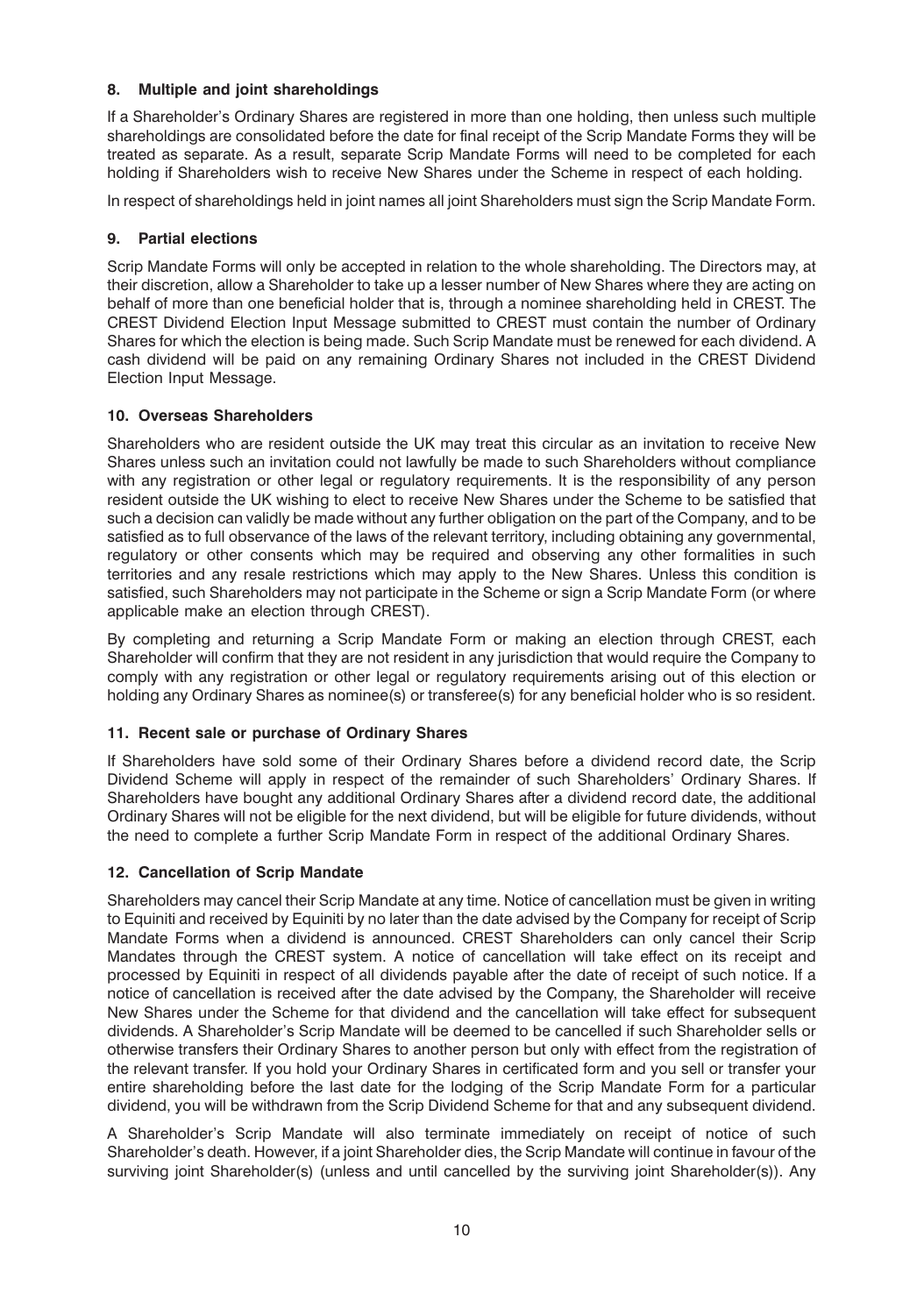## 8. Multiple and joint shareholdings

If a Shareholder's Ordinary Shares are registered in more than one holding, then unless such multiple shareholdings are consolidated before the date for final receipt of the Scrip Mandate Forms they will be treated as separate. As a result, separate Scrip Mandate Forms will need to be completed for each holding if Shareholders wish to receive New Shares under the Scheme in respect of each holding.

In respect of shareholdings held in joint names all joint Shareholders must sign the Scrip Mandate Form.

## 9. Partial elections

Scrip Mandate Forms will only be accepted in relation to the whole shareholding. The Directors may, at their discretion, allow a Shareholder to take up a lesser number of New Shares where they are acting on behalf of more than one beneficial holder that is, through a nominee shareholding held in CREST. The CREST Dividend Election Input Message submitted to CREST must contain the number of Ordinary Shares for which the election is being made. Such Scrip Mandate must be renewed for each dividend. A cash dividend will be paid on any remaining Ordinary Shares not included in the CREST Dividend Election Input Message.

## 10. Overseas Shareholders

Shareholders who are resident outside the UK may treat this circular as an invitation to receive New Shares unless such an invitation could not lawfully be made to such Shareholders without compliance with any registration or other legal or regulatory requirements. It is the responsibility of any person resident outside the UK wishing to elect to receive New Shares under the Scheme to be satisfied that such a decision can validly be made without any further obligation on the part of the Company, and to be satisfied as to full observance of the laws of the relevant territory, including obtaining any governmental, regulatory or other consents which may be required and observing any other formalities in such territories and any resale restrictions which may apply to the New Shares. Unless this condition is satisfied, such Shareholders may not participate in the Scheme or sign a Scrip Mandate Form (or where applicable make an election through CREST).

By completing and returning a Scrip Mandate Form or making an election through CREST, each Shareholder will confirm that they are not resident in any jurisdiction that would require the Company to comply with any registration or other legal or regulatory requirements arising out of this election or holding any Ordinary Shares as nominee(s) or transferee(s) for any beneficial holder who is so resident.

## 11. Recent sale or purchase of Ordinary Shares

If Shareholders have sold some of their Ordinary Shares before a dividend record date, the Scrip Dividend Scheme will apply in respect of the remainder of such Shareholders' Ordinary Shares. If Shareholders have bought any additional Ordinary Shares after a dividend record date, the additional Ordinary Shares will not be eligible for the next dividend, but will be eligible for future dividends, without the need to complete a further Scrip Mandate Form in respect of the additional Ordinary Shares.

## 12. Cancellation of Scrip Mandate

Shareholders may cancel their Scrip Mandate at any time. Notice of cancellation must be given in writing to Equiniti and received by Equiniti by no later than the date advised by the Company for receipt of Scrip Mandate Forms when a dividend is announced. CREST Shareholders can only cancel their Scrip Mandates through the CREST system. A notice of cancellation will take effect on its receipt and processed by Equiniti in respect of all dividends payable after the date of receipt of such notice. If a notice of cancellation is received after the date advised by the Company, the Shareholder will receive New Shares under the Scheme for that dividend and the cancellation will take effect for subsequent dividends. A Shareholder's Scrip Mandate will be deemed to be cancelled if such Shareholder sells or otherwise transfers their Ordinary Shares to another person but only with effect from the registration of the relevant transfer. If you hold your Ordinary Shares in certificated form and you sell or transfer your entire shareholding before the last date for the lodging of the Scrip Mandate Form for a particular dividend, you will be withdrawn from the Scrip Dividend Scheme for that and any subsequent dividend.

A Shareholder's Scrip Mandate will also terminate immediately on receipt of notice of such Shareholder's death. However, if a joint Shareholder dies, the Scrip Mandate will continue in favour of the surviving joint Shareholder(s) (unless and until cancelled by the surviving joint Shareholder(s)). Any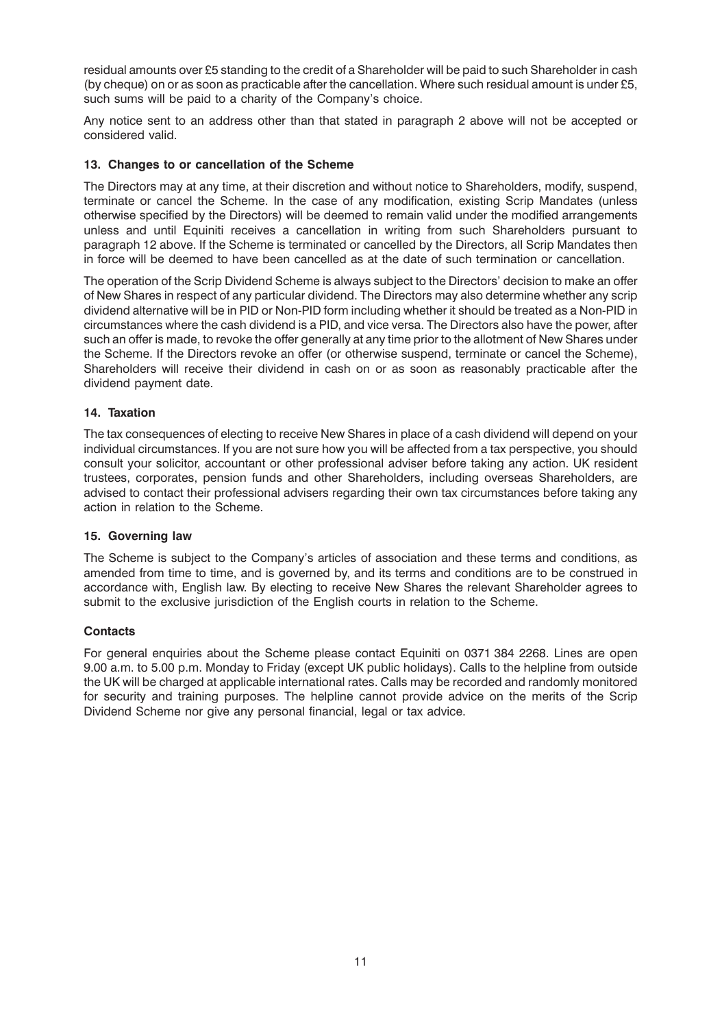residual amounts over £5 standing to the credit of a Shareholder will be paid to such Shareholder in cash (by cheque) on or as soon as practicable after the cancellation. Where such residual amount is under £5, such sums will be paid to a charity of the Company's choice.

Any notice sent to an address other than that stated in paragraph 2 above will not be accepted or considered valid.

### 13. Changes to or cancellation of the Scheme

The Directors may at any time, at their discretion and without notice to Shareholders, modify, suspend, terminate or cancel the Scheme. In the case of any modification, existing Scrip Mandates (unless otherwise specified by the Directors) will be deemed to remain valid under the modified arrangements unless and until Equiniti receives a cancellation in writing from such Shareholders pursuant to paragraph 12 above. If the Scheme is terminated or cancelled by the Directors, all Scrip Mandates then in force will be deemed to have been cancelled as at the date of such termination or cancellation.

The operation of the Scrip Dividend Scheme is always subject to the Directors' decision to make an offer of New Shares in respect of any particular dividend. The Directors may also determine whether any scrip dividend alternative will be in PID or Non-PID form including whether it should be treated as a Non-PID in circumstances where the cash dividend is a PID, and vice versa. The Directors also have the power, after such an offer is made, to revoke the offer generally at any time prior to the allotment of New Shares under the Scheme. If the Directors revoke an offer (or otherwise suspend, terminate or cancel the Scheme), Shareholders will receive their dividend in cash on or as soon as reasonably practicable after the dividend payment date.

### 14. Taxation

The tax consequences of electing to receive New Shares in place of a cash dividend will depend on your individual circumstances. If you are not sure how you will be affected from a tax perspective, you should consult your solicitor, accountant or other professional adviser before taking any action. UK resident trustees, corporates, pension funds and other Shareholders, including overseas Shareholders, are advised to contact their professional advisers regarding their own tax circumstances before taking any action in relation to the Scheme.

### 15. Governing law

The Scheme is subject to the Company's articles of association and these terms and conditions, as amended from time to time, and is governed by, and its terms and conditions are to be construed in accordance with, English law. By electing to receive New Shares the relevant Shareholder agrees to submit to the exclusive jurisdiction of the English courts in relation to the Scheme.

### Contacts

For general enquiries about the Scheme please contact Equiniti on 0371 384 2268. Lines are open 9.00 a.m. to 5.00 p.m. Monday to Friday (except UK public holidays). Calls to the helpline from outside the UK will be charged at applicable international rates. Calls may be recorded and randomly monitored for security and training purposes. The helpline cannot provide advice on the merits of the Scrip Dividend Scheme nor give any personal financial, legal or tax advice.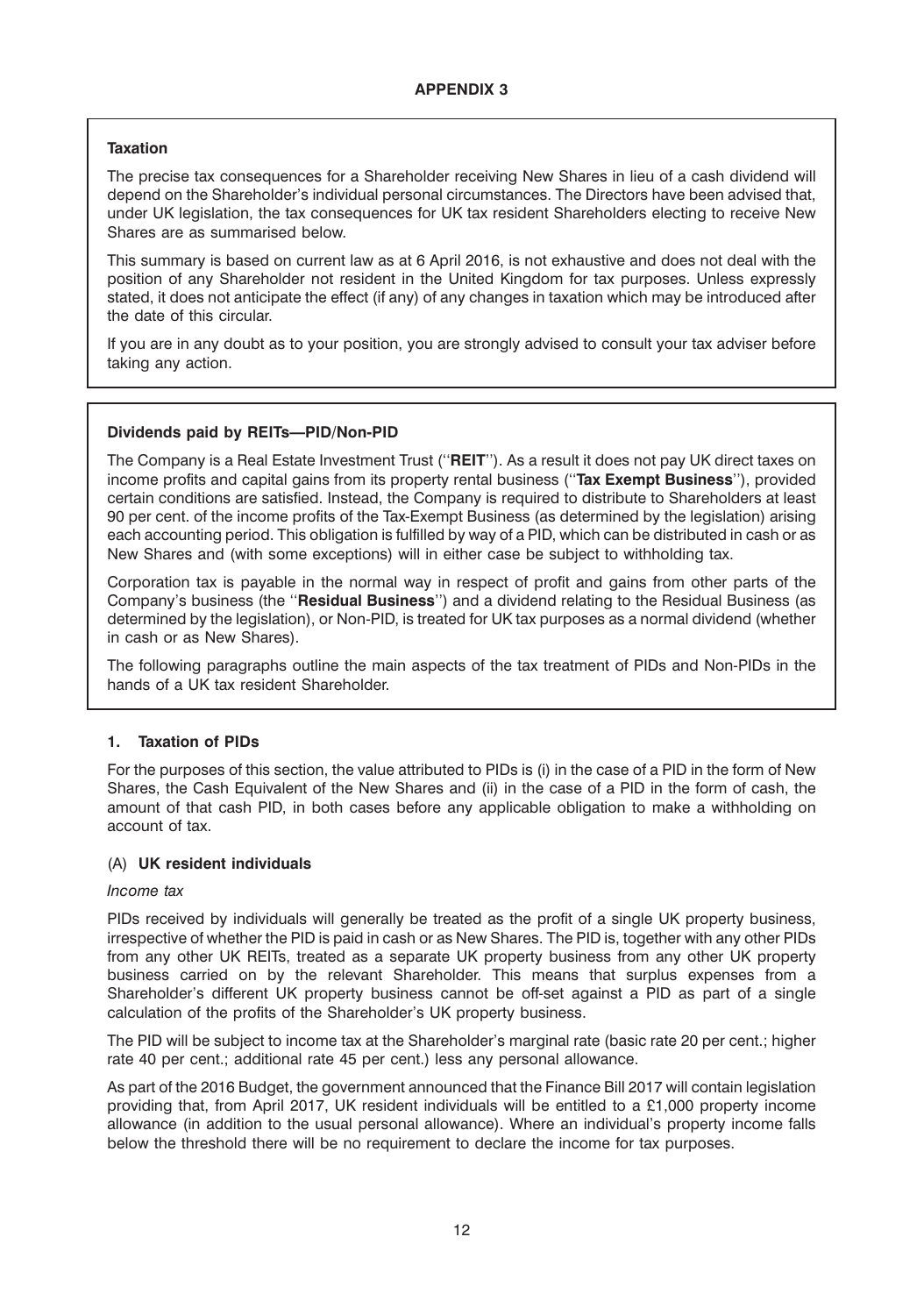## APPENDIX 3

**Taxation**

The precise tax consequences for a Shareholder receiving New Shares in lieu of a cash dividend will depend on the Shareholder's individual personal circumstances. The Directors have been advised that, under UK legislation, the tax consequences for UK tax resident Shareholders electing to receive New Shares are as summarised below.

This summary is based on current law as at 6 April 2016, is not exhaustive and does not deal with the position of any Shareholder not resident in the United Kingdom for tax purposes. Unless expressly stated, it does not anticipate the effect (if any) of any changes in taxation which may be introduced after the date of this circular.

If you are in any doubt as to your position, you are strongly advised to consult your tax adviser before taking any action.

**Dividends paid by REITs—PID/Non-PID**

The Company is a Real Estate Investment Trust (''**REIT**''). As a result it does not pay UK direct taxes on income profits and capital gains from its property rental business (''**Tax Exempt Business**''), provided certain conditions are satisfied. Instead, the Company is required to distribute to Shareholders at least 90 per cent. of the income profits of the Tax-Exempt Business (as determined by the legislation) arising each accounting period. This obligation is fulfilled by way of a PID, which can be distributed in cash or as New Shares and (with some exceptions) will in either case be subject to withholding tax.

Corporation tax is payable in the normal way in respect of profit and gains from other parts of the Company's business (the ''**Residual Business**'') and a dividend relating to the Residual Business (as determined by the legislation), or Non-PID, is treated for UK tax purposes as a normal dividend (whether in cash or as New Shares).

The following paragraphs outline the main aspects of the tax treatment of PIDs and Non-PIDs in the hands of a UK tax resident Shareholder.

### 1. Taxation of PIDs

For the purposes of this section, the value attributed to PIDs is (i) in the case of a PID in the form of New Shares, the Cash Equivalent of the New Shares and (ii) in the case of a PID in the form of cash, the amount of that cash PID, in both cases before any applicable obligation to make a withholding on account of tax.

#### (A) UK resident individuals

*Income tax*

PIDs received by individuals will generally be treated as the profit of a single UK property business, irrespective of whether the PID is paid in cash or as New Shares. The PID is, together with any other PIDs from any other UK REITs, treated as a separate UK property business from any other UK property business carried on by the relevant Shareholder. This means that surplus expenses from a Shareholder's different UK property business cannot be off-set against a PID as part of a single calculation of the profits of the Shareholder's UK property business.

The PID will be subject to income tax at the Shareholder's marginal rate (basic rate 20 per cent.; higher rate 40 per cent.; additional rate 45 per cent.) less any personal allowance.

As part of the 2016 Budget, the government announced that the Finance Bill 2017 will contain legislation providing that, from April 2017, UK resident individuals will be entitled to a £1,000 property income allowance (in addition to the usual personal allowance). Where an individual's property income falls below the threshold there will be no requirement to declare the income for tax purposes.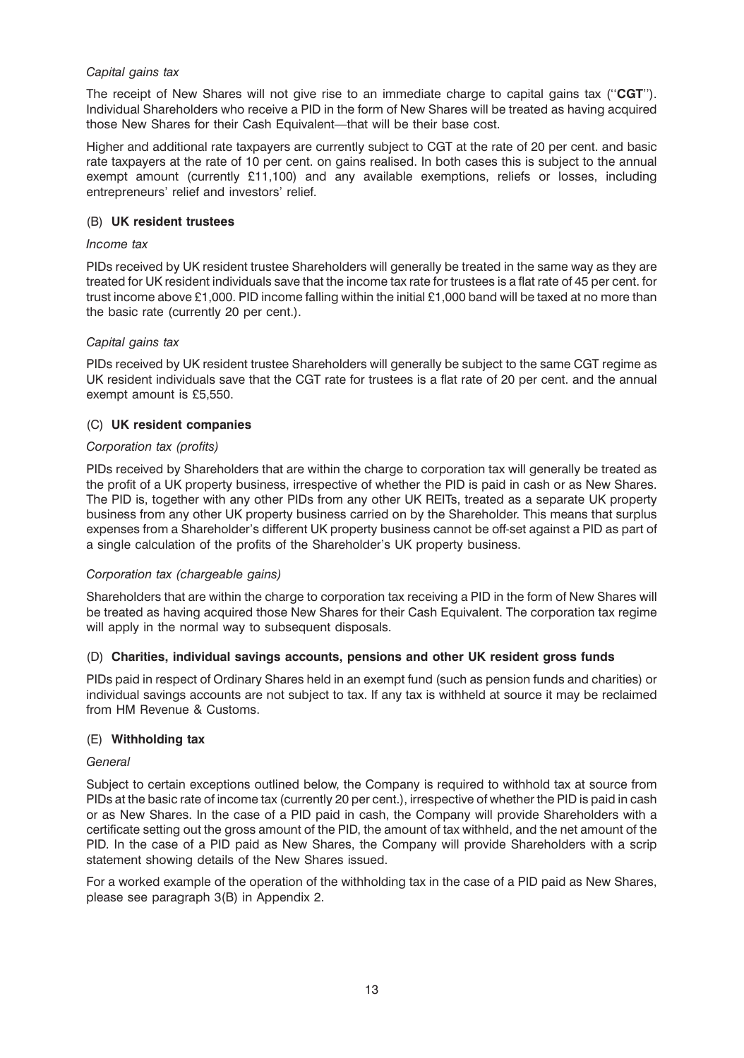*Capital gains tax*

The receipt of New Shares will not give rise to an immediate charge to capital gains tax (''**CGT**''). Individual Shareholders who receive a PID in the form of New Shares will be treated as having acquired those New Shares for their Cash Equivalent—that will be their base cost.

Higher and additional rate taxpayers are currently subject to CGT at the rate of 20 per cent. and basic rate taxpayers at the rate of 10 per cent. on gains realised. In both cases this is subject to the annual exempt amount (currently £11,100) and any available exemptions, reliefs or losses, including entrepreneurs' relief and investors' relief.

### (B) **UK resident trustees**

*Income tax*

PIDs received by UK resident trustee Shareholders will generally be treated in the same way as they are treated for UK resident individuals save that the income tax rate for trustees is a flat rate of 45 per cent. for trust income above £1,000. PID income falling within the initial £1,000 band will be taxed at no more than the basic rate (currently 20 per cent.).

*Capital gains tax*

PIDs received by UK resident trustee Shareholders will generally be subject to the same CGT regime as UK resident individuals save that the CGT rate for trustees is a flat rate of 20 per cent. and the annual exempt amount is £5,550.

### (C) **UK resident companies**

*Corporation tax (profits)*

PIDs received by Shareholders that are within the charge to corporation tax will generally be treated as the profit of a UK property business, irrespective of whether the PID is paid in cash or as New Shares. The PID is, together with any other PIDs from any other UK REITs, treated as a separate UK property business from any other UK property business carried on by the Shareholder. This means that surplus expenses from a Shareholder's different UK property business cannot be off-set against a PID as part of a single calculation of the profits of the Shareholder's UK property business.

*Corporation tax (chargeable gains)*

Shareholders that are within the charge to corporation tax receiving a PID in the form of New Shares will be treated as having acquired those New Shares for their Cash Equivalent. The corporation tax regime will apply in the normal way to subsequent disposals.

### (D) **Charities, individual savings accounts, pensions and other UK resident gross funds**

PIDs paid in respect of Ordinary Shares held in an exempt fund (such as pension funds and charities) or individual savings accounts are not subject to tax. If any tax is withheld at source it may be reclaimed from HM Revenue & Customs.

### (E) **Withholding tax**

*General*

Subject to certain exceptions outlined below, the Company is required to withhold tax at source from PIDs at the basic rate of income tax (currently 20 per cent.), irrespective of whether the PID is paid in cash or as New Shares. In the case of a PID paid in cash, the Company will provide Shareholders with a certificate setting out the gross amount of the PID, the amount of tax withheld, and the net amount of the PID. In the case of a PID paid as New Shares, the Company will provide Shareholders with a scrip statement showing details of the New Shares issued.

For a worked example of the operation of the withholding tax in the case of a PID paid as New Shares, please see paragraph 3(B) in Appendix 2.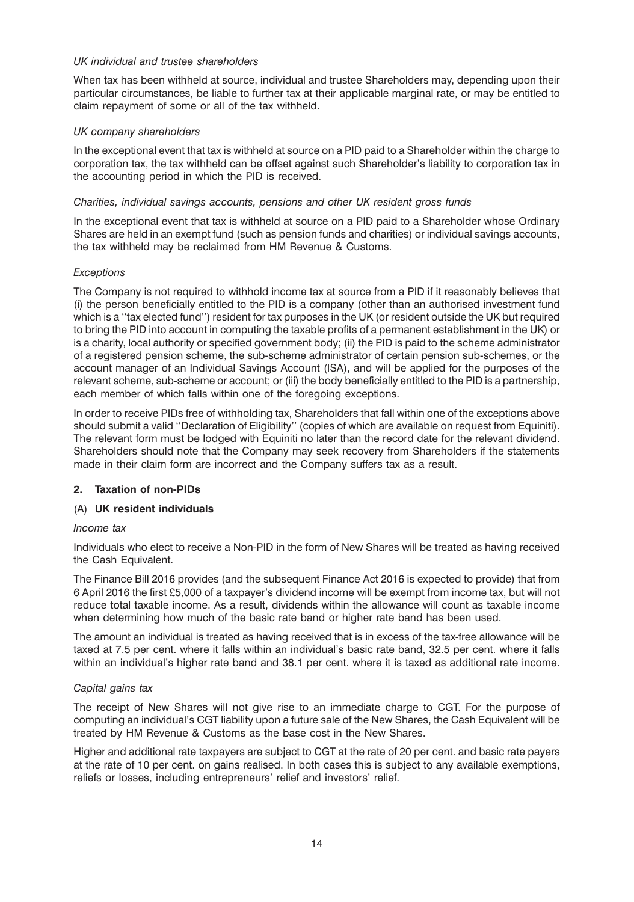*UK individual and trustee shareholders*

When tax has been withheld at source, individual and trustee Shareholders may, depending upon their particular circumstances, be liable to further tax at their applicable marginal rate, or may be entitled to claim repayment of some or all of the tax withheld.

*UK company shareholders*

In the exceptional event that tax is withheld at source on a PID paid to a Shareholder within the charge to corporation tax, the tax withheld can be offset against such Shareholder's liability to corporation tax in the accounting period in which the PID is received.

*Charities, individual savings accounts, pensions and other UK resident gross funds*

In the exceptional event that tax is withheld at source on a PID paid to a Shareholder whose Ordinary Shares are held in an exempt fund (such as pension funds and charities) or individual savings accounts, the tax withheld may be reclaimed from HM Revenue & Customs.

*Exceptions*

The Company is not required to withhold income tax at source from a PID if it reasonably believes that (i) the person beneficially entitled to the PID is a company (other than an authorised investment fund which is a ''tax elected fund'') resident for tax purposes in the UK (or resident outside the UK but required to bring the PID into account in computing the taxable profits of a permanent establishment in the UK) or is a charity, local authority or specified government body; (ii) the PID is paid to the scheme administrator of a registered pension scheme, the sub-scheme administrator of certain pension sub-schemes, or the account manager of an Individual Savings Account (ISA), and will be applied for the purposes of the relevant scheme, sub-scheme or account; or (iii) the body beneficially entitled to the PID is a partnership, each member of which falls within one of the foregoing exceptions.

In order to receive PIDs free of withholding tax, Shareholders that fall within one of the exceptions above should submit a valid ''Declaration of Eligibility'' (copies of which are available on request from Equiniti). The relevant form must be lodged with Equiniti no later than the record date for the relevant dividend. Shareholders should note that the Company may seek recovery from Shareholders if the statements made in their claim form are incorrect and the Company suffers tax as a result.

## 2. Taxation of non-PIDs

### (A) UK resident individuals

*Income tax*

Individuals who elect to receive a Non-PID in the form of New Shares will be treated as having received the Cash Equivalent.

The Finance Bill 2016 provides (and the subsequent Finance Act 2016 is expected to provide) that from 6 April 2016 the first £5,000 of a taxpayer's dividend income will be exempt from income tax, but will not reduce total taxable income. As a result, dividends within the allowance will count as taxable income when determining how much of the basic rate band or higher rate band has been used.

The amount an individual is treated as having received that is in excess of the tax-free allowance will be taxed at 7.5 per cent. where it falls within an individual's basic rate band, 32.5 per cent. where it falls within an individual's higher rate band and 38.1 per cent. where it is taxed as additional rate income.

*Capital gains tax*

The receipt of New Shares will not give rise to an immediate charge to CGT. For the purpose of computing an individual's CGT liability upon a future sale of the New Shares, the Cash Equivalent will be treated by HM Revenue & Customs as the base cost in the New Shares.

Higher and additional rate taxpayers are subject to CGT at the rate of 20 per cent. and basic rate payers at the rate of 10 per cent. on gains realised. In both cases this is subject to any available exemptions, reliefs or losses, including entrepreneurs' relief and investors' relief.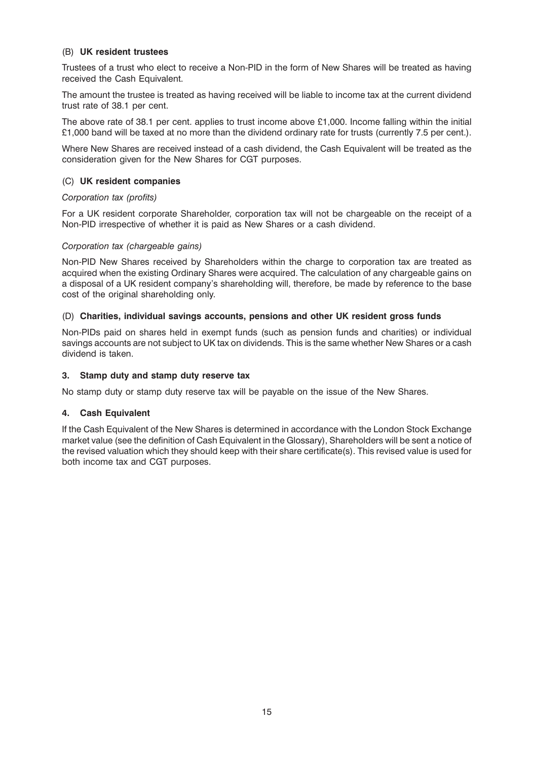### (B) UK resident trustees

Trustees of a trust who elect to receive a Non-PID in the form of New Shares will be treated as having received the Cash Equivalent.

The amount the trustee is treated as having received will be liable to income tax at the current dividend trust rate of 38.1 per cent.

The above rate of 38.1 per cent. applies to trust income above £1,000. Income falling within the initial £1,000 band will be taxed at no more than the dividend ordinary rate for trusts (currently 7.5 per cent.).

Where New Shares are received instead of a cash dividend, the Cash Equivalent will be treated as the consideration given for the New Shares for CGT purposes.

### (C) UK resident companies

*Corporation tax (profits)*

For a UK resident corporate Shareholder, corporation tax will not be chargeable on the receipt of a Non-PID irrespective of whether it is paid as New Shares or a cash dividend.

*Corporation tax (chargeable gains)*

Non-PID New Shares received by Shareholders within the charge to corporation tax are treated as acquired when the existing Ordinary Shares were acquired. The calculation of any chargeable gains on a disposal of a UK resident company's shareholding will, therefore, be made by reference to the base cost of the original shareholding only.

### (D) Charities, individual savings accounts, pensions and other UK resident gross funds

Non-PIDs paid on shares held in exempt funds (such as pension funds and charities) or individual savings accounts are not subject to UK tax on dividends. This is the same whether New Shares or a cash dividend is taken.

## 3. Stamp duty and stamp duty reserve tax

No stamp duty or stamp duty reserve tax will be payable on the issue of the New Shares.

## 4. Cash Equivalent

If the Cash Equivalent of the New Shares is determined in accordance with the London Stock Exchange market value (see the definition of Cash Equivalent in the Glossary), Shareholders will be sent a notice of the revised valuation which they should keep with their share certificate(s). This revised value is used for both income tax and CGT purposes.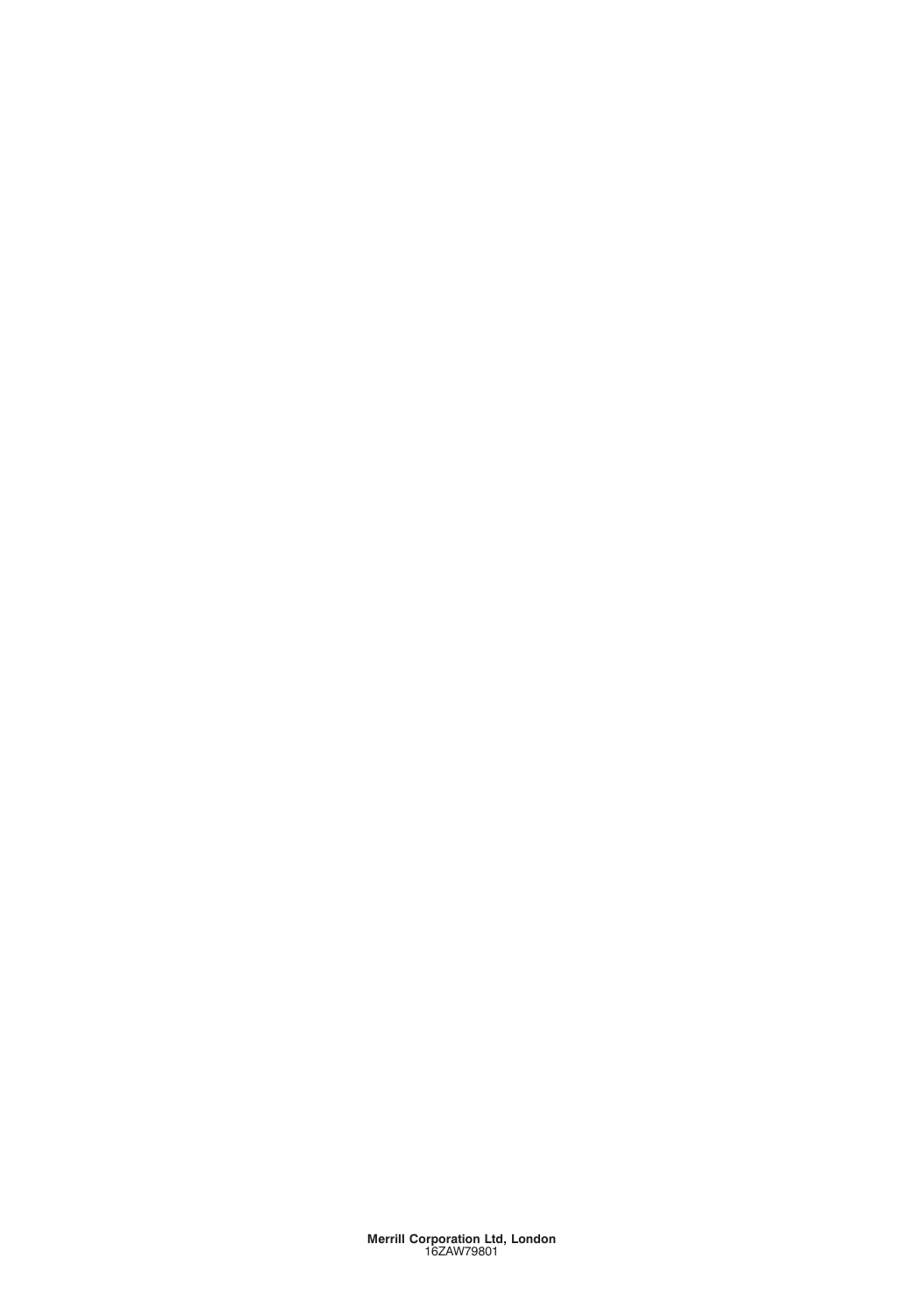**Merrill Corporation Ltd, London**
16ZAW79801